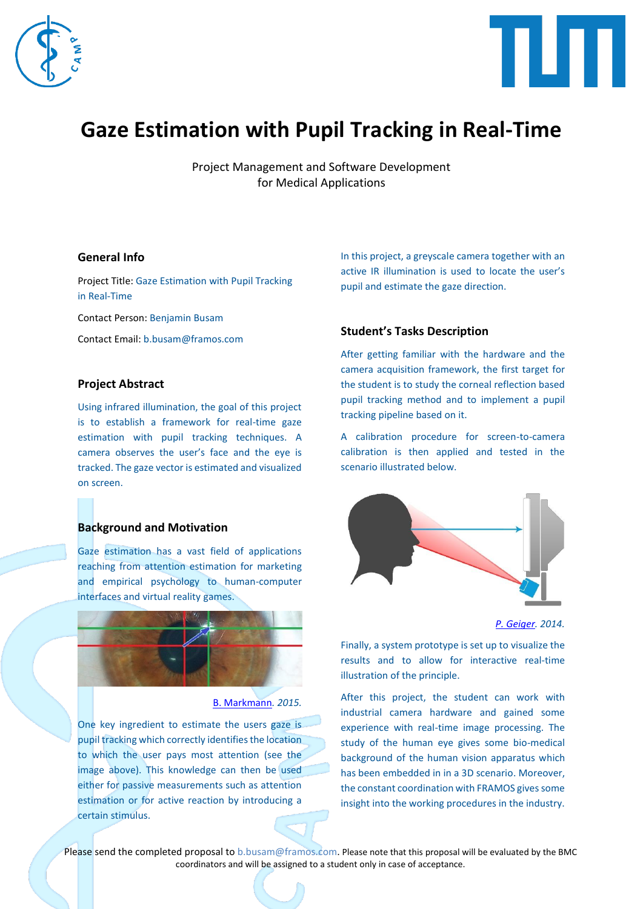# Gaze Estimation with Pupil Tracking in Real-Time

Project Management and Software Development
for Medical Applications

## General Info

Project Title: Gaze Estimation with Pupil Tracking in Real-Time

Contact Person: Benjamin Busam

Contact Email: b.busam@framos.com

## Project Abstract

Using infrared illumination, the goal of this project is to establish a framework for real-time gaze estimation with pupil tracking techniques. A camera observes the user's face and the eye is tracked. The gaze vector is estimated and visualized on screen.

## Background and Motivation

Gaze estimation has a vast field of applications reaching from attention estimation for marketing and empirical psychology to human-computer interfaces and virtual reality games.

B. Markmann. *2015.*

One key ingredient to estimate the users gaze is pupil tracking which correctly identifies the location to which the user pays most attention (see the image above). This knowledge can then be used either for passive measurements such as attention estimation or for active reaction by introducing a certain stimulus.

In this project, a greyscale camera together with an active IR illumination is used to locate the user's pupil and estimate the gaze direction.

## Student's Tasks Description

After getting familiar with the hardware and the camera acquisition framework, the first target for the student is to study the corneal reflection based pupil tracking method and to implement a pupil tracking pipeline based on it.

A calibration procedure for screen-to-camera calibration is then applied and tested in the scenario illustrated below.

*P. Geiger. 2014.*

Finally, a system prototype is set up to visualize the results and to allow for interactive real-time illustration of the principle.

After this project, the student can work with industrial camera hardware and gained some experience with real-time image processing. The study of the human eye gives some bio-medical background of the human vision apparatus which has been embedded in in a 3D scenario. Moreover, the constant coordination with FRAMOS gives some insight into the working procedures in the industry.

Please send the completed proposal to b.busam@framos.com. Please note that this proposal will be evaluated by the BMC coordinators and will be assigned to a student only in case of acceptance.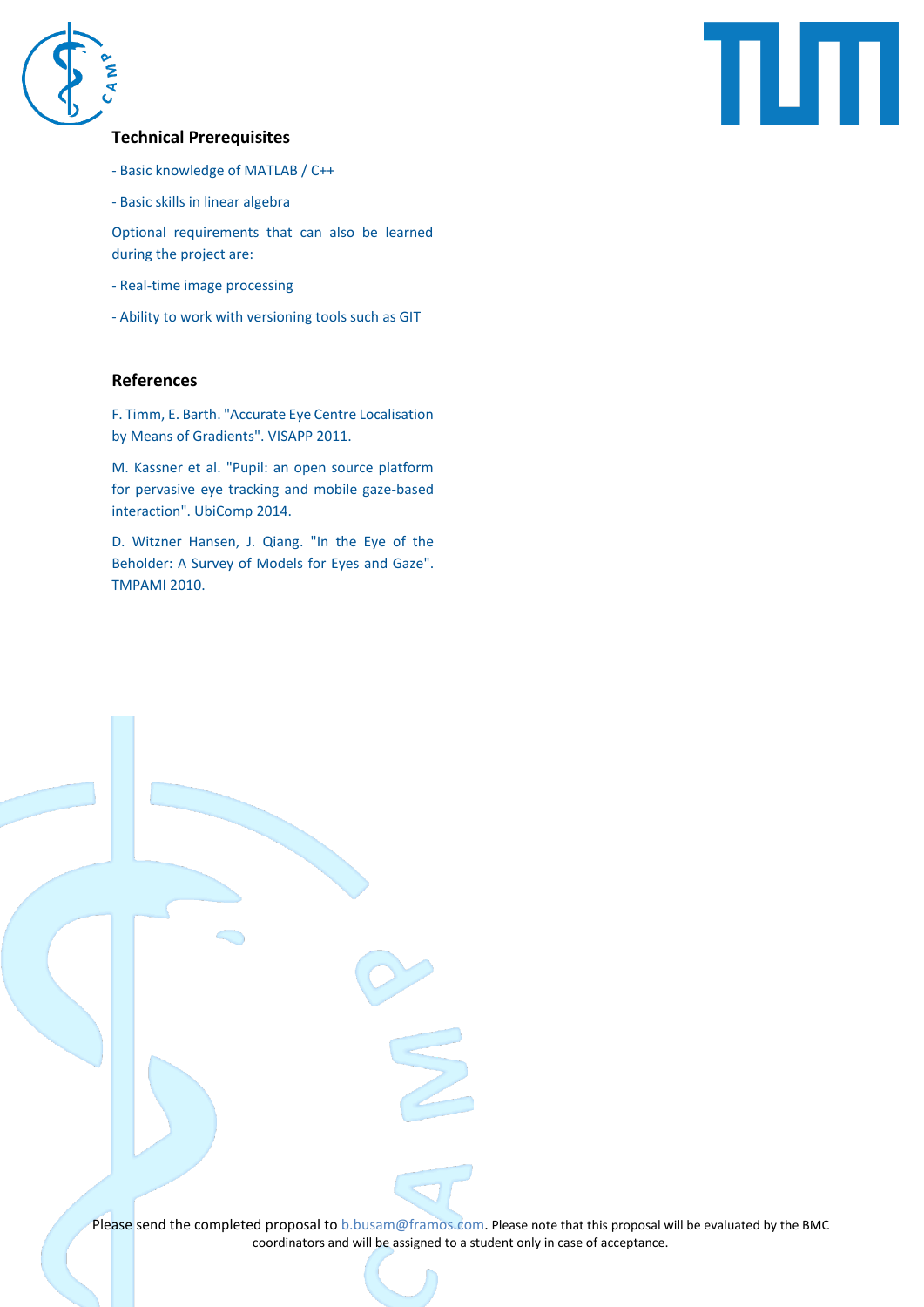## Technical Prerequisites

- Basic knowledge of MATLAB / C++

- Basic skills in linear algebra

Optional requirements that can also be learned during the project are:

- Real-time image processing

- Ability to work with versioning tools such as GIT

## References

F. Timm, E. Barth. "Accurate Eye Centre Localisation by Means of Gradients". VISAPP 2011.

M. Kassner et al. "Pupil: an open source platform for pervasive eye tracking and mobile gaze-based interaction". UbiComp 2014.

D. Witzner Hansen, J. Qiang. "In the Eye of the Beholder: A Survey of Models for Eyes and Gaze". TMPAMI 2010.

Please send the completed proposal to b.busam@framos.com. Please note that this proposal will be evaluated by the BMC coordinators and will be assigned to a student only in case of acceptance.